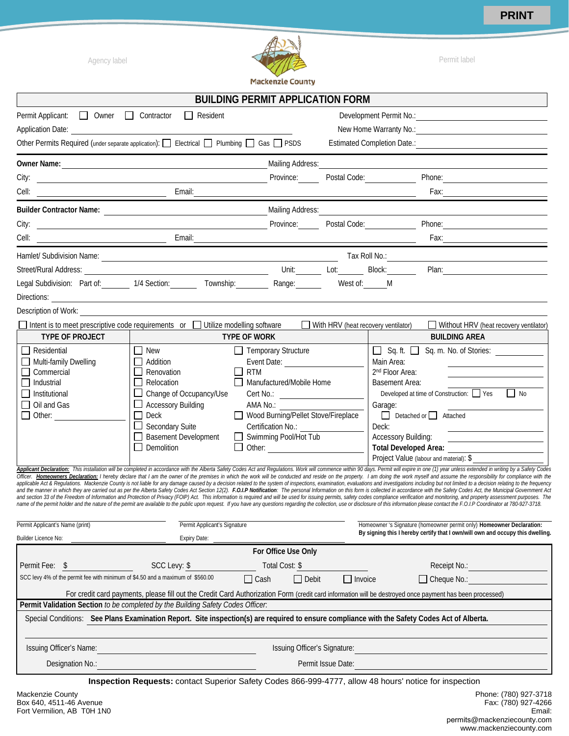PRINT

Agency label

Mackenzie County

Permit label

# BUILDING PERMIT APPLICATION FORM

Permit Applicant: ☐ Owner ☐ Contractor ☐ Resident

Development Permit No.: ______________________

Application Date: ______________________

New Home Warranty No.: ______________________

Other Permits Required (under separate application): ☐ Electrical ☐ Plumbing ☐ Gas ☐ PSDS

Estimated Completion Date.: ______________________

**Owner Name:** ______________________ Mailing Address: ______________________

City: ______________________ Province: ______ Postal Code: ______ Phone: ______________________

Cell: ______________________ Email: ______________________ Fax: ______________________

**Builder Contractor Name:** ______________________ Mailing Address: ______________________

City: ______________________ Province: ______ Postal Code: ______ Phone: ______________________

Cell: ______________________ Email: ______________________ Fax: ______________________

Hamlet/ Subdivision Name: ______________________ Tax Roll No.: ______________________

Street/Rural Address: ______________________ Unit: ______ Lot: ______ Block: ______ Plan: ______________________

Legal Subdivision: Part of: ______ 1/4 Section: ______ Township: ______ Range: ______ West of: ______ M

Directions: ______________________

Description of Work: ______________________

☐ Intent is to meet prescriptive code requirements or ☐ Utilize modelling software ☐ With HRV (heat recovery ventilator) ☐ Without HRV (heat recovery ventilator)

| TYPE OF PROJECT | TYPE OF WORK | | BUILDING AREA |
|---|---|---|---|
| ☐ Residential | ☐ New | ☐ Temporary Structure | ☐ Sq. ft. ☐ Sq. m. No. of Stories: ______ |
| ☐ Multi-family Dwelling | ☐ Addition | Event Date: ______ | Main Area: ______ |
| ☐ Commercial | ☐ Renovation | ☐ RTM | 2nd Floor Area: ______ |
| ☐ Industrial | ☐ Relocation | ☐ Manufactured/Mobile Home | Basement Area: ______ |
| ☐ Institutional | ☐ Change of Occupancy/Use | Cert No.: ______ | Developed at time of Construction: ☐ Yes ☐ No |
| ☐ Oil and Gas | ☐ Accessory Building | AMA No.: ______ | Garage: ______ |
| ☐ Other: ______ | ☐ Deck | ☐ Wood Burning/Pellet Stove/Fireplace | ☐ Detached or ☐ Attached |
| | ☐ Secondary Suite | Certification No.: ______ | Deck: ______ |
| | ☐ Basement Development | ☐ Swimming Pool/Hot Tub | Accessory Building: ______ |
| | ☐ Demolition | ☐ Other: ______ | **Total Developed Area:** ______ |
| | | | Project Value (labour and material): $ ______ |

***Applicant Declaration:*** *This installation will be completed in accordance with the Alberta Safety Codes Act and Regulations. Work will commence within 90 days. Permit will expire in one (1) year unless extended in writing by a Safety Codes Officer.* ***Homeowners Declaration:*** *I hereby declare that I am the owner of the premises in which the work will be conducted and reside on the property. I am doing the work myself and assume the responsibility for compliance with the applicable Act & Regulations. Mackenzie County is not liable for any damage caused by a decision related to the system of inspections, examination, evaluations and investigations including but not limited to a decision relating to the frequency and the manner in which they are carried out as per the Alberta Safety Codes Act Section 12(2).* ***F.O.I.P Notification****: The personal Information on this form is collected in accordance with the Safety Codes Act, the Municipal Government Act and section 33 of the Freedom of Information and Protection of Privacy (FOIP) Act. This information is required and will be used for issuing permits, safety codes compliance verification and monitoring, and property assessment purposes. The name of the permit holder and the nature of the permit are available to the public upon request. If you have any questions regarding the collection, use or disclosure of this information please contact the F.O.I.P Coordinator at 780-927-3718.*

______________________ Permit Applicant's Name (print)

______________________ Permit Applicant's Signature

______________________ Homeowner 's Signature (homeowner permit only) **Homeowner Declaration: By signing this I hereby certify that I own/will own and occupy this dwelling.**

Builder Licence No: ______________________ Expiry Date: ______________________

## For Office Use Only

Permit Fee: $ ______ SCC Levy: $ ______ Total Cost: $ ______ Receipt No.: ______

SCC levy 4% of the permit fee with minimum of $4.50 and a maximum of $560.00 ☐ Cash ☐ Debit ☐ Invoice ☐ Cheque No.: ______

For credit card payments, please fill out the Credit Card Authorization Form (credit card information will be destroyed once payment has been processed)

**Permit Validation Section** *to be completed by the Building Safety Codes Officer.*

Special Conditions: **See Plans Examination Report. Site inspection(s) are required to ensure compliance with the Safety Codes Act of Alberta.**

Issuing Officer's Name: ______________________ Issuing Officer's Signature: ______________________

Designation No.: ______________________ Permit Issue Date: ______________________

**Inspection Requests:** contact Superior Safety Codes 866-999-4777, allow 48 hours' notice for inspection

Mackenzie County
Box 640, 4511-46 Avenue
Fort Vermilion, AB T0H 1N0

Phone: (780) 927-3718
Fax: (780) 927-4266
Email: permits@mackenziecounty.com
www.mackenziecounty.com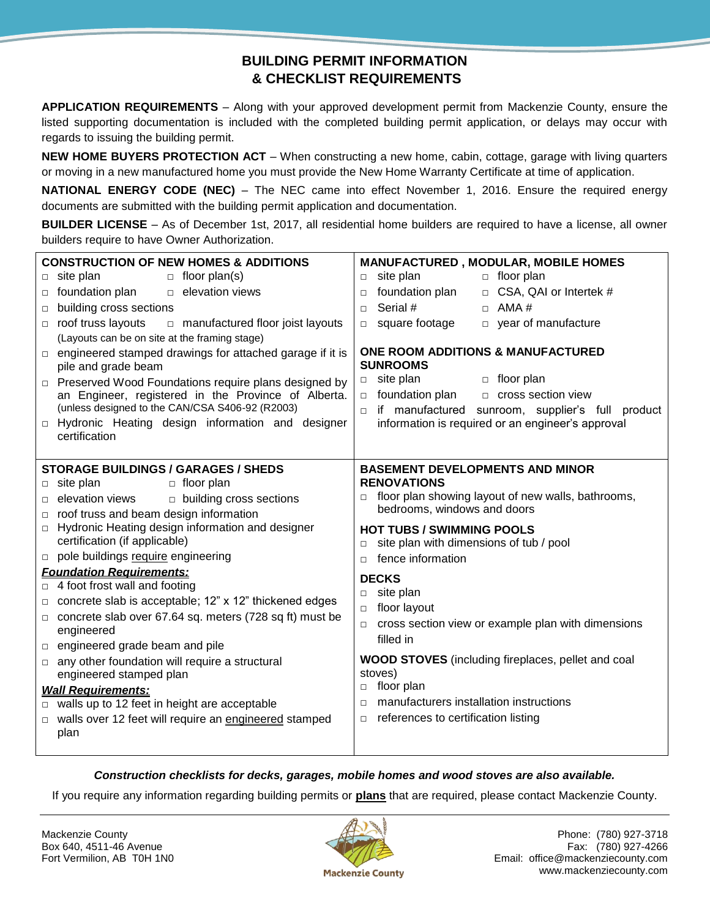# BUILDING PERMIT INFORMATION & CHECKLIST REQUIREMENTS

**APPLICATION REQUIREMENTS** – Along with your approved development permit from Mackenzie County, ensure the listed supporting documentation is included with the completed building permit application, or delays may occur with regards to issuing the building permit.

**NEW HOME BUYERS PROTECTION ACT** – When constructing a new home, cabin, cottage, garage with living quarters or moving in a new manufactured home you must provide the New Home Warranty Certificate at time of application.

**NATIONAL ENERGY CODE (NEC)** – The NEC came into effect November 1, 2016. Ensure the required energy documents are submitted with the building permit application and documentation.

**BUILDER LICENSE** – As of December 1st, 2017, all residential home builders are required to have a license, all owner builders require to have Owner Authorization.

### CONSTRUCTION OF NEW HOMES & ADDITIONS

- □ site plan
- □ floor plan(s)
- □ foundation plan
- □ elevation views
- □ building cross sections
- □ roof truss layouts
- □ manufactured floor joist layouts
  (Layouts can be on site at the framing stage)
- □ engineered stamped drawings for attached garage if it is pile and grade beam
- □ Preserved Wood Foundations require plans designed by an Engineer, registered in the Province of Alberta. (unless designed to the CAN/CSA S406-92 (R2003)
- □ Hydronic Heating design information and designer certification

### MANUFACTURED , MODULAR, MOBILE HOMES

- □ site plan
- □ floor plan
- □ foundation plan
- □ CSA, QAI or Intertek #
- □ Serial #
- □ AMA #
- □ square footage
- □ year of manufacture

### ONE ROOM ADDITIONS & MANUFACTURED SUNROOMS

- □ site plan
- □ floor plan
- □ foundation plan
- □ cross section view
- □ if manufactured sunroom, supplier's full product information is required or an engineer's approval

### STORAGE BUILDINGS / GARAGES / SHEDS

- □ site plan
- □ floor plan
- □ elevation views
- □ building cross sections
- □ roof truss and beam design information
- □ Hydronic Heating design information and designer certification (if applicable)
- □ pole buildings require engineering

***Foundation Requirements:***

- □ 4 foot frost wall and footing
- □ concrete slab is acceptable; 12" x 12" thickened edges
- □ concrete slab over 67.64 sq. meters (728 sq ft) must be engineered
- □ engineered grade beam and pile
- □ any other foundation will require a structural engineered stamped plan

***Wall Requirements:***

- □ walls up to 12 feet in height are acceptable
- □ walls over 12 feet will require an engineered stamped plan

### BASEMENT DEVELOPMENTS AND MINOR RENOVATIONS

- □ floor plan showing layout of new walls, bathrooms, bedrooms, windows and doors

### HOT TUBS / SWIMMING POOLS

- □ site plan with dimensions of tub / pool
- □ fence information

### DECKS

- □ site plan
- □ floor layout
- □ cross section view or example plan with dimensions filled in

### WOOD STOVES (including fireplaces, pellet and coal stoves)

- □ floor plan
- □ manufacturers installation instructions
- □ references to certification listing

***Construction checklists for decks, garages, mobile homes and wood stoves are also available.***

If you require any information regarding building permits or **plans** that are required, please contact Mackenzie County.

Mackenzie County
Box 640, 4511-46 Avenue
Fort Vermilion, AB T0H 1N0

Mackenzie County

Phone: (780) 927-3718
Fax: (780) 927-4266
Email: office@mackenziecounty.com
www.mackenziecounty.com